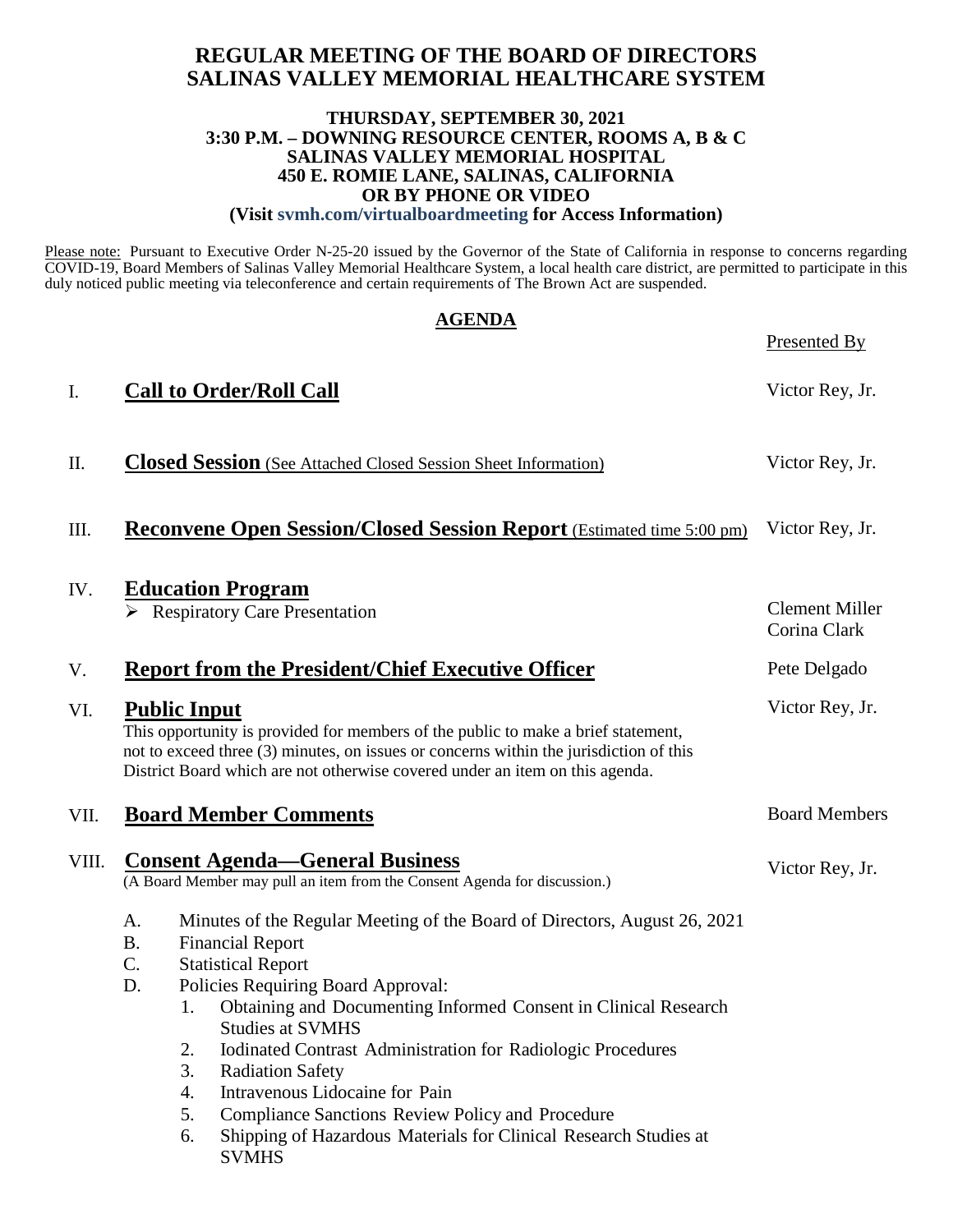# REGULAR MEETING OF THE BOARD OF DIRECTORS SALINAS VALLEY MEMORIAL HEALTHCARE SYSTEM

**THURSDAY, SEPTEMBER 30, 2021**
**3:30 P.M. – DOWNING RESOURCE CENTER, ROOMS A, B & C**
**SALINAS VALLEY MEMORIAL HOSPITAL**
**450 E. ROMIE LANE, SALINAS, CALIFORNIA**
**OR BY PHONE OR VIDEO**
**(Visit svmh.com/virtualboardmeeting for Access Information)**

Please note: Pursuant to Executive Order N-25-20 issued by the Governor of the State of California in response to concerns regarding COVID-19, Board Members of Salinas Valley Memorial Healthcare System, a local health care district, are permitted to participate in this duly noticed public meeting via teleconference and certain requirements of The Brown Act are suspended.

## AGENDA

| | | Presented By |
|---|---|---|
| I. | **Call to Order/Roll Call** | Victor Rey, Jr. |
| II. | **Closed Session** (See Attached Closed Session Sheet Information) | Victor Rey, Jr. |
| III. | **Reconvene Open Session/Closed Session Report** (Estimated time 5:00 pm) | Victor Rey, Jr. |
| IV. | **Education Program**<br>➢ Respiratory Care Presentation | Clement Miller<br>Corina Clark |
| V. | **Report from the President/Chief Executive Officer** | Pete Delgado |
| VI. | **Public Input**<br>This opportunity is provided for members of the public to make a brief statement, not to exceed three (3) minutes, on issues or concerns within the jurisdiction of this District Board which are not otherwise covered under an item on this agenda. | Victor Rey, Jr. |
| VII. | **Board Member Comments** | Board Members |
| VIII. | **Consent Agenda—General Business**<br>(A Board Member may pull an item from the Consent Agenda for discussion.) | Victor Rey, Jr. |

A. Minutes of the Regular Meeting of the Board of Directors, August 26, 2021
B. Financial Report
C. Statistical Report
D. Policies Requiring Board Approval:
   1. Obtaining and Documenting Informed Consent in Clinical Research Studies at SVMHS
   2. Iodinated Contrast Administration for Radiologic Procedures
   3. Radiation Safety
   4. Intravenous Lidocaine for Pain
   5. Compliance Sanctions Review Policy and Procedure
   6. Shipping of Hazardous Materials for Clinical Research Studies at SVMHS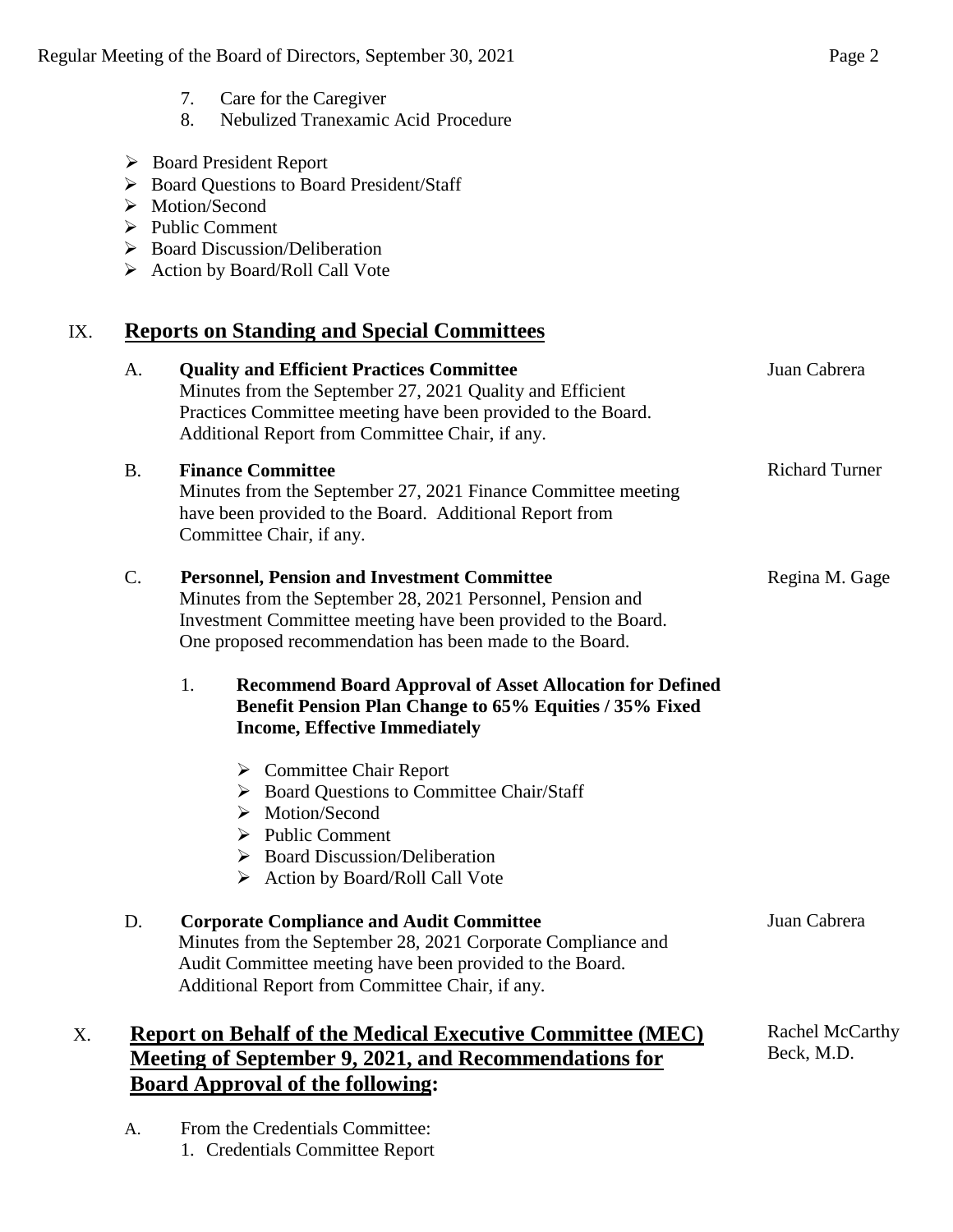7. Care for the Caregiver
8. Nebulized Tranexamic Acid Procedure

- Board President Report
- Board Questions to Board President/Staff
- Motion/Second
- Public Comment
- Board Discussion/Deliberation
- Action by Board/Roll Call Vote

## IX. Reports on Standing and Special Committees

A. **Quality and Efficient Practices Committee** — Juan Cabrera
Minutes from the September 27, 2021 Quality and Efficient Practices Committee meeting have been provided to the Board. Additional Report from Committee Chair, if any.

B. **Finance Committee** — Richard Turner
Minutes from the September 27, 2021 Finance Committee meeting have been provided to the Board. Additional Report from Committee Chair, if any.

C. **Personnel, Pension and Investment Committee** — Regina M. Gage
Minutes from the September 28, 2021 Personnel, Pension and Investment Committee meeting have been provided to the Board. One proposed recommendation has been made to the Board.

1. **Recommend Board Approval of Asset Allocation for Defined Benefit Pension Plan Change to 65% Equities / 35% Fixed Income, Effective Immediately**

   - Committee Chair Report
   - Board Questions to Committee Chair/Staff
   - Motion/Second
   - Public Comment
   - Board Discussion/Deliberation
   - Action by Board/Roll Call Vote

D. **Corporate Compliance and Audit Committee** — Juan Cabrera
Minutes from the September 28, 2021 Corporate Compliance and Audit Committee meeting have been provided to the Board. Additional Report from Committee Chair, if any.

## X. Report on Behalf of the Medical Executive Committee (MEC) Meeting of September 9, 2021, and Recommendations for Board Approval of the following:

Rachel McCarthy Beck, M.D.

A. From the Credentials Committee:
1. Credentials Committee Report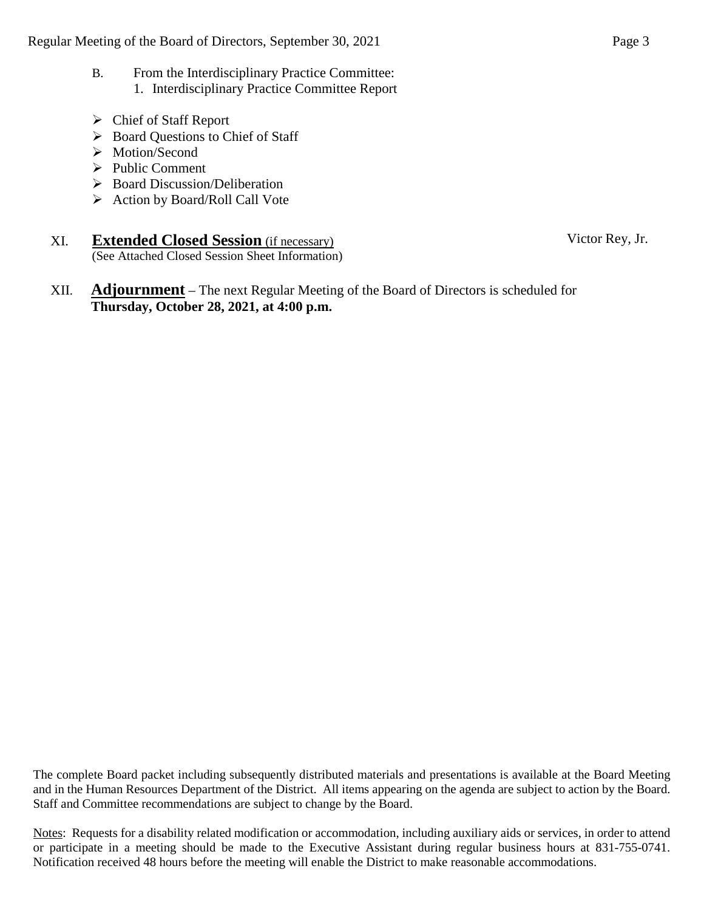B. From the Interdisciplinary Practice Committee:
   1. Interdisciplinary Practice Committee Report

- Chief of Staff Report
- Board Questions to Chief of Staff
- Motion/Second
- Public Comment
- Board Discussion/Deliberation
- Action by Board/Roll Call Vote

XI. **Extended Closed Session** (if necessary) — Victor Rey, Jr.
(See Attached Closed Session Sheet Information)

XII. **Adjournment** – The next Regular Meeting of the Board of Directors is scheduled for **Thursday, October 28, 2021, at 4:00 p.m.**

The complete Board packet including subsequently distributed materials and presentations is available at the Board Meeting and in the Human Resources Department of the District. All items appearing on the agenda are subject to action by the Board. Staff and Committee recommendations are subject to change by the Board.

Notes: Requests for a disability related modification or accommodation, including auxiliary aids or services, in order to attend or participate in a meeting should be made to the Executive Assistant during regular business hours at 831-755-0741. Notification received 48 hours before the meeting will enable the District to make reasonable accommodations.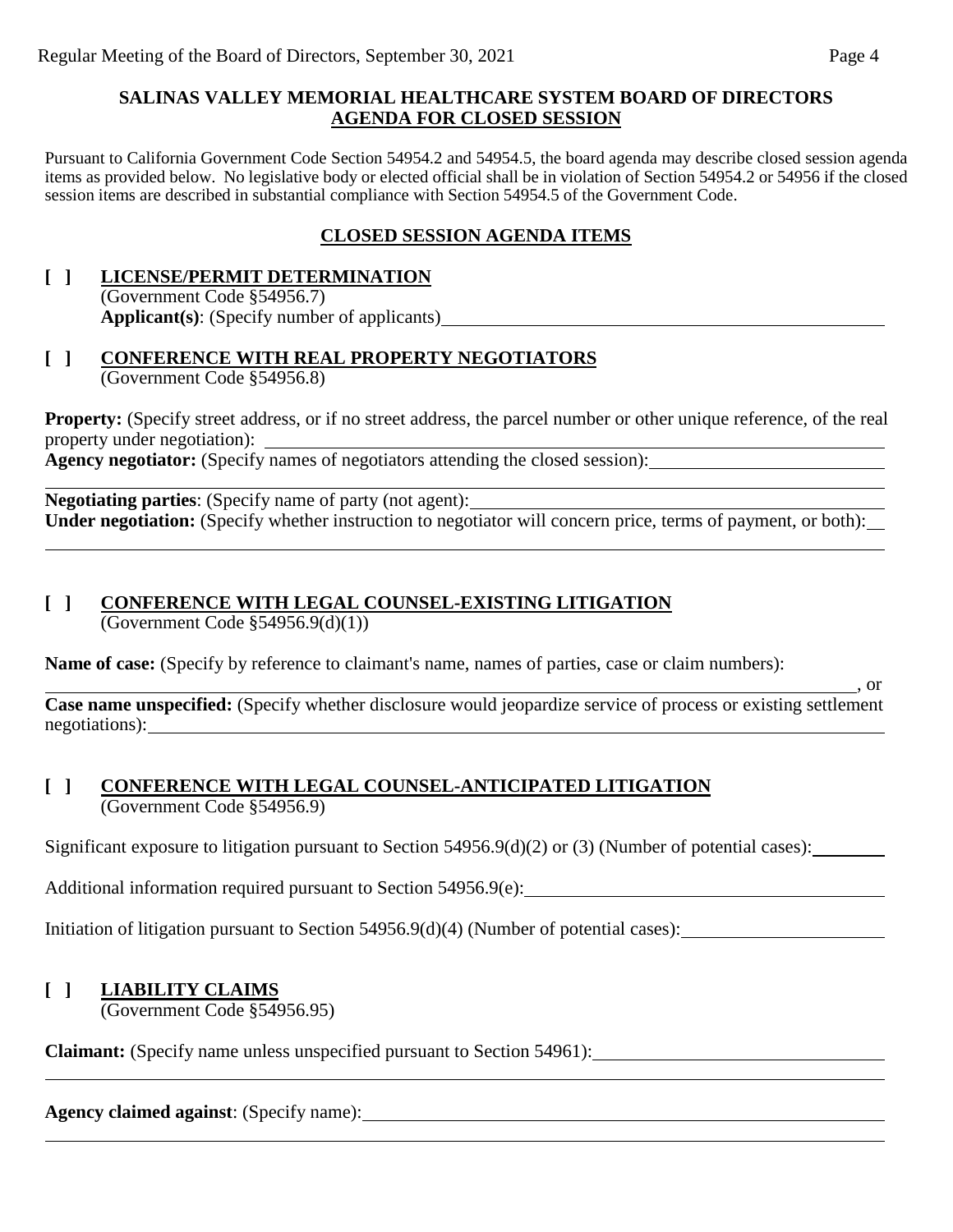**SALINAS VALLEY MEMORIAL HEALTHCARE SYSTEM BOARD OF DIRECTORS**
**AGENDA FOR CLOSED SESSION**

Pursuant to California Government Code Section 54954.2 and 54954.5, the board agenda may describe closed session agenda items as provided below. No legislative body or elected official shall be in violation of Section 54954.2 or 54956 if the closed session items are described in substantial compliance with Section 54954.5 of the Government Code.

## CLOSED SESSION AGENDA ITEMS

**[ ] LICENSE/PERMIT DETERMINATION**
(Government Code §54956.7)
**Applicant(s)**: (Specify number of applicants)\_\_\_\_\_\_\_\_\_\_\_\_\_\_\_\_\_\_\_\_\_\_\_\_\_\_\_\_\_\_\_\_\_\_\_\_\_\_

**[ ] CONFERENCE WITH REAL PROPERTY NEGOTIATORS**
(Government Code §54956.8)

**Property:** (Specify street address, or if no street address, the parcel number or other unique reference, of the real property under negotiation): \_\_\_\_\_\_\_\_\_\_\_\_\_\_\_\_\_\_\_\_\_\_\_\_\_\_\_\_\_\_\_\_\_\_\_\_\_\_\_\_\_\_\_\_\_\_\_\_\_\_\_\_\_\_\_\_\_\_\_\_
**Agency negotiator:** (Specify names of negotiators attending the closed session):\_\_\_\_\_\_\_\_\_\_\_\_\_\_\_\_\_\_\_\_\_\_\_\_

**Negotiating parties**: (Specify name of party (not agent):\_\_\_\_\_\_\_\_\_\_\_\_\_\_\_\_\_\_\_\_\_\_\_\_\_\_\_\_\_\_\_\_\_\_\_\_\_\_\_\_\_\_\_
**Under negotiation:** (Specify whether instruction to negotiator will concern price, terms of payment, or both):\_\_

**[ ] CONFERENCE WITH LEGAL COUNSEL-EXISTING LITIGATION**
(Government Code §54956.9(d)(1))

**Name of case:** (Specify by reference to claimant's name, names of parties, case or claim numbers):
\_\_\_\_\_\_\_\_\_\_\_\_\_\_\_\_\_\_\_\_\_\_\_\_\_\_\_\_\_\_\_\_\_\_\_\_\_\_\_\_\_\_\_\_\_\_\_\_\_\_\_\_\_\_\_\_\_\_\_\_\_\_\_\_\_\_\_\_\_\_\_\_\_\_\_\_\_\_\_\_\_\_\_\_\_\_\_\_, or
**Case name unspecified:** (Specify whether disclosure would jeopardize service of process or existing settlement negotiations):\_\_\_\_\_\_\_\_\_\_\_\_\_\_\_\_\_\_\_\_\_\_\_\_\_\_\_\_\_\_\_\_\_\_\_\_\_\_\_\_\_\_\_\_\_\_\_\_\_\_\_\_\_\_\_\_\_\_\_\_\_\_\_\_\_\_\_\_\_\_\_\_\_\_\_\_\_\_

**[ ] CONFERENCE WITH LEGAL COUNSEL-ANTICIPATED LITIGATION**
(Government Code §54956.9)

Significant exposure to litigation pursuant to Section 54956.9(d)(2) or (3) (Number of potential cases):\_\_\_\_\_\_\_\_

Additional information required pursuant to Section 54956.9(e):\_\_\_\_\_\_\_\_\_\_\_\_\_\_\_\_\_\_\_\_\_\_\_\_\_\_\_\_\_\_\_\_\_\_\_\_\_\_\_\_

Initiation of litigation pursuant to Section 54956.9(d)(4) (Number of potential cases):\_\_\_\_\_\_\_\_\_\_\_\_\_\_\_\_\_\_\_\_\_\_

**[ ] LIABILITY CLAIMS**
(Government Code §54956.95)

**Claimant:** (Specify name unless unspecified pursuant to Section 54961):\_\_\_\_\_\_\_\_\_\_\_\_\_\_\_\_\_\_\_\_\_\_\_\_\_\_\_\_\_\_\_\_

**Agency claimed against**: (Specify name):\_\_\_\_\_\_\_\_\_\_\_\_\_\_\_\_\_\_\_\_\_\_\_\_\_\_\_\_\_\_\_\_\_\_\_\_\_\_\_\_\_\_\_\_\_\_\_\_\_\_\_\_\_\_\_\_\_\_\_\_\_\_\_\_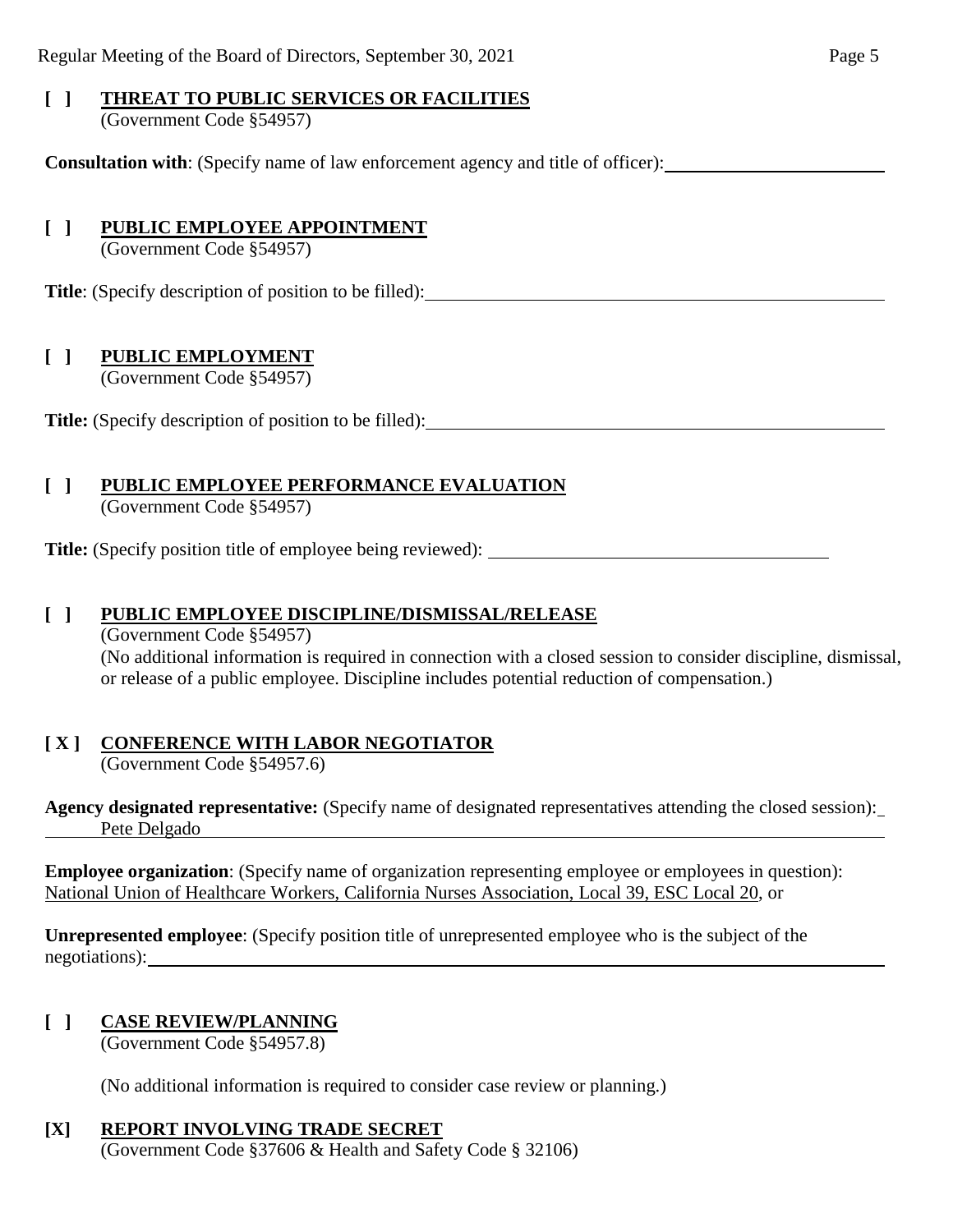**[ ] THREAT TO PUBLIC SERVICES OR FACILITIES**
(Government Code §54957)

**Consultation with**: (Specify name of law enforcement agency and title of officer): \_\_\_\_\_\_\_\_\_\_\_\_\_\_\_\_\_\_\_\_\_\_\_\_

**[ ] PUBLIC EMPLOYEE APPOINTMENT**
(Government Code §54957)

**Title**: (Specify description of position to be filled): \_\_\_\_\_\_\_\_\_\_\_\_\_\_\_\_\_\_\_\_\_\_\_\_

**[ ] PUBLIC EMPLOYMENT**
(Government Code §54957)

**Title:** (Specify description of position to be filled): \_\_\_\_\_\_\_\_\_\_\_\_\_\_\_\_\_\_\_\_\_\_\_\_

**[ ] PUBLIC EMPLOYEE PERFORMANCE EVALUATION**
(Government Code §54957)

**Title:** (Specify position title of employee being reviewed): \_\_\_\_\_\_\_\_\_\_\_\_\_\_\_\_\_\_\_\_\_\_\_\_

**[ ] PUBLIC EMPLOYEE DISCIPLINE/DISMISSAL/RELEASE**
(Government Code §54957)
(No additional information is required in connection with a closed session to consider discipline, dismissal, or release of a public employee. Discipline includes potential reduction of compensation.)

**[ X ] CONFERENCE WITH LABOR NEGOTIATOR**
(Government Code §54957.6)

**Agency designated representative:** (Specify name of designated representatives attending the closed session): Pete Delgado

**Employee organization**: (Specify name of organization representing employee or employees in question): National Union of Healthcare Workers, California Nurses Association, Local 39, ESC Local 20, or

**Unrepresented employee**: (Specify position title of unrepresented employee who is the subject of the negotiations): \_\_\_\_\_\_\_\_\_\_\_\_\_\_\_\_\_\_\_\_\_\_\_\_

**[ ] CASE REVIEW/PLANNING**
(Government Code §54957.8)

(No additional information is required to consider case review or planning.)

**[X] REPORT INVOLVING TRADE SECRET**
(Government Code §37606 & Health and Safety Code § 32106)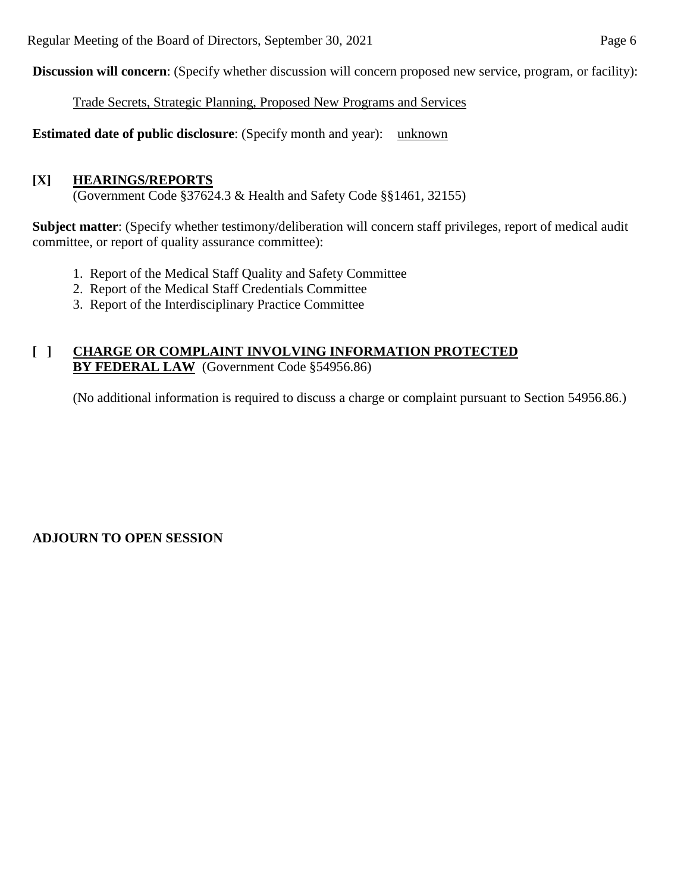**Discussion will concern**: (Specify whether discussion will concern proposed new service, program, or facility):

Trade Secrets, Strategic Planning, Proposed New Programs and Services

**Estimated date of public disclosure**: (Specify month and year): unknown

**[X] HEARINGS/REPORTS**
(Government Code §37624.3 & Health and Safety Code §§1461, 32155)

**Subject matter**: (Specify whether testimony/deliberation will concern staff privileges, report of medical audit committee, or report of quality assurance committee):

1. Report of the Medical Staff Quality and Safety Committee
2. Report of the Medical Staff Credentials Committee
3. Report of the Interdisciplinary Practice Committee

**[ ] CHARGE OR COMPLAINT INVOLVING INFORMATION PROTECTED BY FEDERAL LAW** (Government Code §54956.86)

(No additional information is required to discuss a charge or complaint pursuant to Section 54956.86.)

**ADJOURN TO OPEN SESSION**